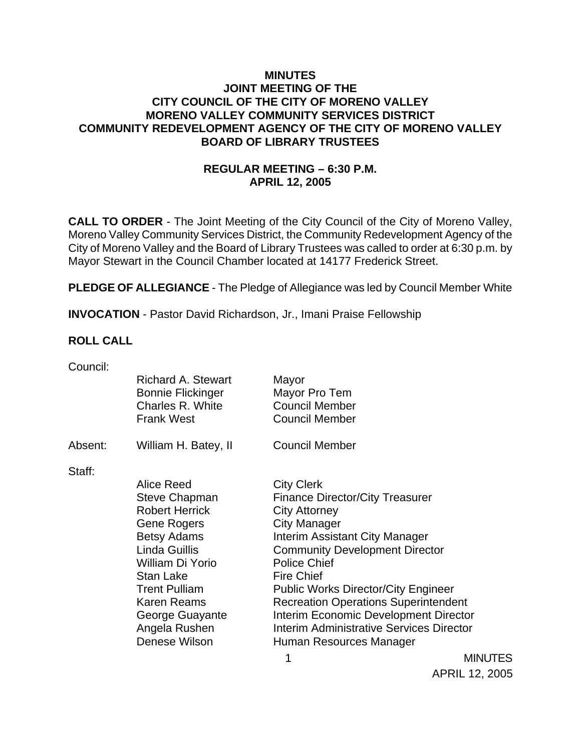**MINUTES**
**JOINT MEETING OF THE**
**CITY COUNCIL OF THE CITY OF MORENO VALLEY**
**MORENO VALLEY COMMUNITY SERVICES DISTRICT**
**COMMUNITY REDEVELOPMENT AGENCY OF THE CITY OF MORENO VALLEY**
**BOARD OF LIBRARY TRUSTEES**

**REGULAR MEETING – 6:30 P.M.**
**APRIL 12, 2005**

**CALL TO ORDER** - The Joint Meeting of the City Council of the City of Moreno Valley, Moreno Valley Community Services District, the Community Redevelopment Agency of the City of Moreno Valley and the Board of Library Trustees was called to order at 6:30 p.m. by Mayor Stewart in the Council Chamber located at 14177 Frederick Street.

**PLEDGE OF ALLEGIANCE** - The Pledge of Allegiance was led by Council Member White

**INVOCATION** - Pastor David Richardson, Jr., Imani Praise Fellowship

**ROLL CALL**

Council:

| | | |
|---|---|---|
| | Richard A. Stewart | Mayor |
| | Bonnie Flickinger | Mayor Pro Tem |
| | Charles R. White | Council Member |
| | Frank West | Council Member |
| Absent: | William H. Batey, II | Council Member |

Staff:

| | |
|---|---|
| Alice Reed | City Clerk |
| Steve Chapman | Finance Director/City Treasurer |
| Robert Herrick | City Attorney |
| Gene Rogers | City Manager |
| Betsy Adams | Interim Assistant City Manager |
| Linda Guillis | Community Development Director |
| William Di Yorio | Police Chief |
| Stan Lake | Fire Chief |
| Trent Pulliam | Public Works Director/City Engineer |
| Karen Reams | Recreation Operations Superintendent |
| George Guayante | Interim Economic Development Director |
| Angela Rushen | Interim Administrative Services Director |
| Denese Wilson | Human Resources Manager |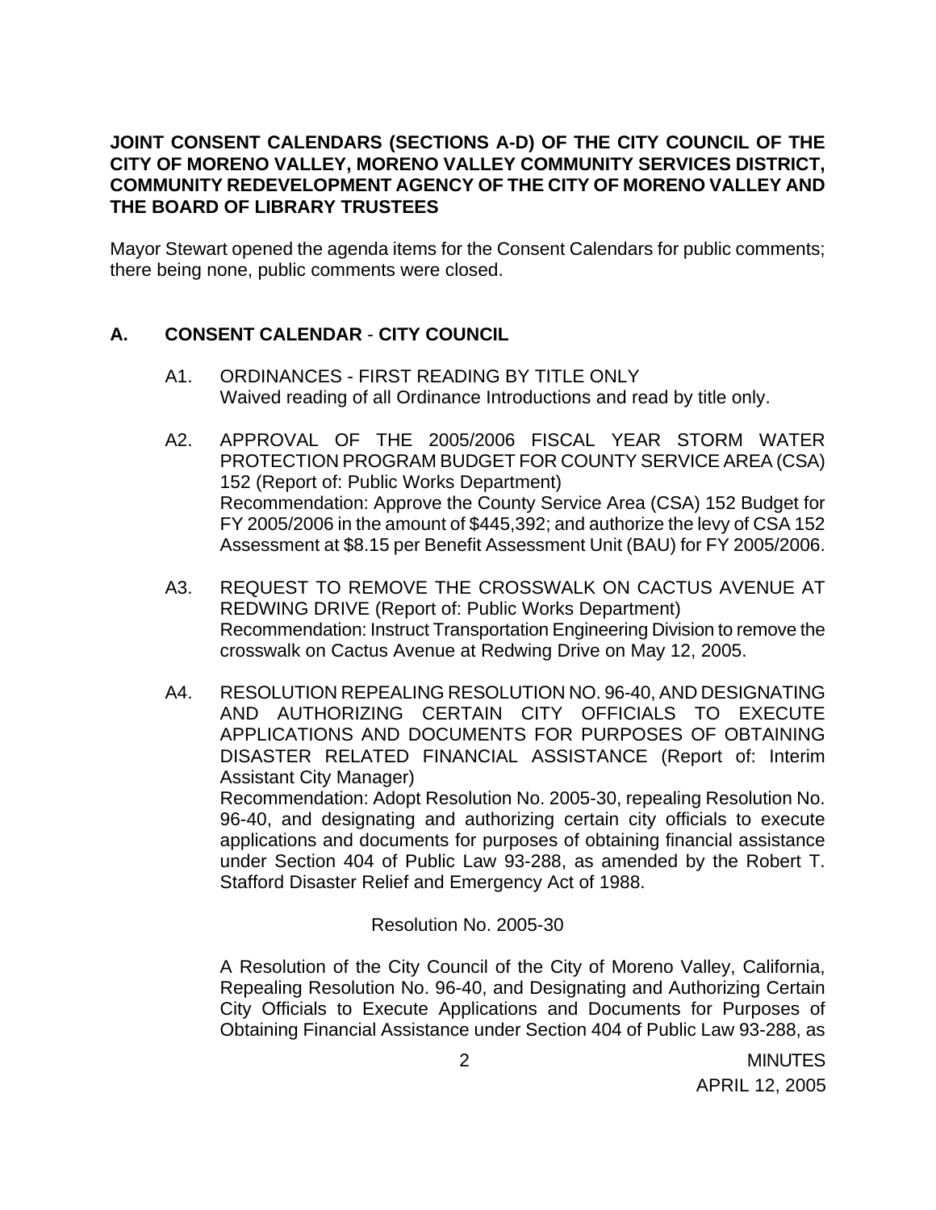**JOINT CONSENT CALENDARS (SECTIONS A-D) OF THE CITY COUNCIL OF THE CITY OF MORENO VALLEY, MORENO VALLEY COMMUNITY SERVICES DISTRICT, COMMUNITY REDEVELOPMENT AGENCY OF THE CITY OF MORENO VALLEY AND THE BOARD OF LIBRARY TRUSTEES**

Mayor Stewart opened the agenda items for the Consent Calendars for public comments; there being none, public comments were closed.

## A. CONSENT CALENDAR - CITY COUNCIL

A1. ORDINANCES - FIRST READING BY TITLE ONLY
Waived reading of all Ordinance Introductions and read by title only.

A2. APPROVAL OF THE 2005/2006 FISCAL YEAR STORM WATER PROTECTION PROGRAM BUDGET FOR COUNTY SERVICE AREA (CSA) 152 (Report of: Public Works Department)
Recommendation: Approve the County Service Area (CSA) 152 Budget for FY 2005/2006 in the amount of $445,392; and authorize the levy of CSA 152 Assessment at $8.15 per Benefit Assessment Unit (BAU) for FY 2005/2006.

A3. REQUEST TO REMOVE THE CROSSWALK ON CACTUS AVENUE AT REDWING DRIVE (Report of: Public Works Department)
Recommendation: Instruct Transportation Engineering Division to remove the crosswalk on Cactus Avenue at Redwing Drive on May 12, 2005.

A4. RESOLUTION REPEALING RESOLUTION NO. 96-40, AND DESIGNATING AND AUTHORIZING CERTAIN CITY OFFICIALS TO EXECUTE APPLICATIONS AND DOCUMENTS FOR PURPOSES OF OBTAINING DISASTER RELATED FINANCIAL ASSISTANCE (Report of: Interim Assistant City Manager)
Recommendation: Adopt Resolution No. 2005-30, repealing Resolution No. 96-40, and designating and authorizing certain city officials to execute applications and documents for purposes of obtaining financial assistance under Section 404 of Public Law 93-288, as amended by the Robert T. Stafford Disaster Relief and Emergency Act of 1988.

Resolution No. 2005-30

A Resolution of the City Council of the City of Moreno Valley, California, Repealing Resolution No. 96-40, and Designating and Authorizing Certain City Officials to Execute Applications and Documents for Purposes of Obtaining Financial Assistance under Section 404 of Public Law 93-288, as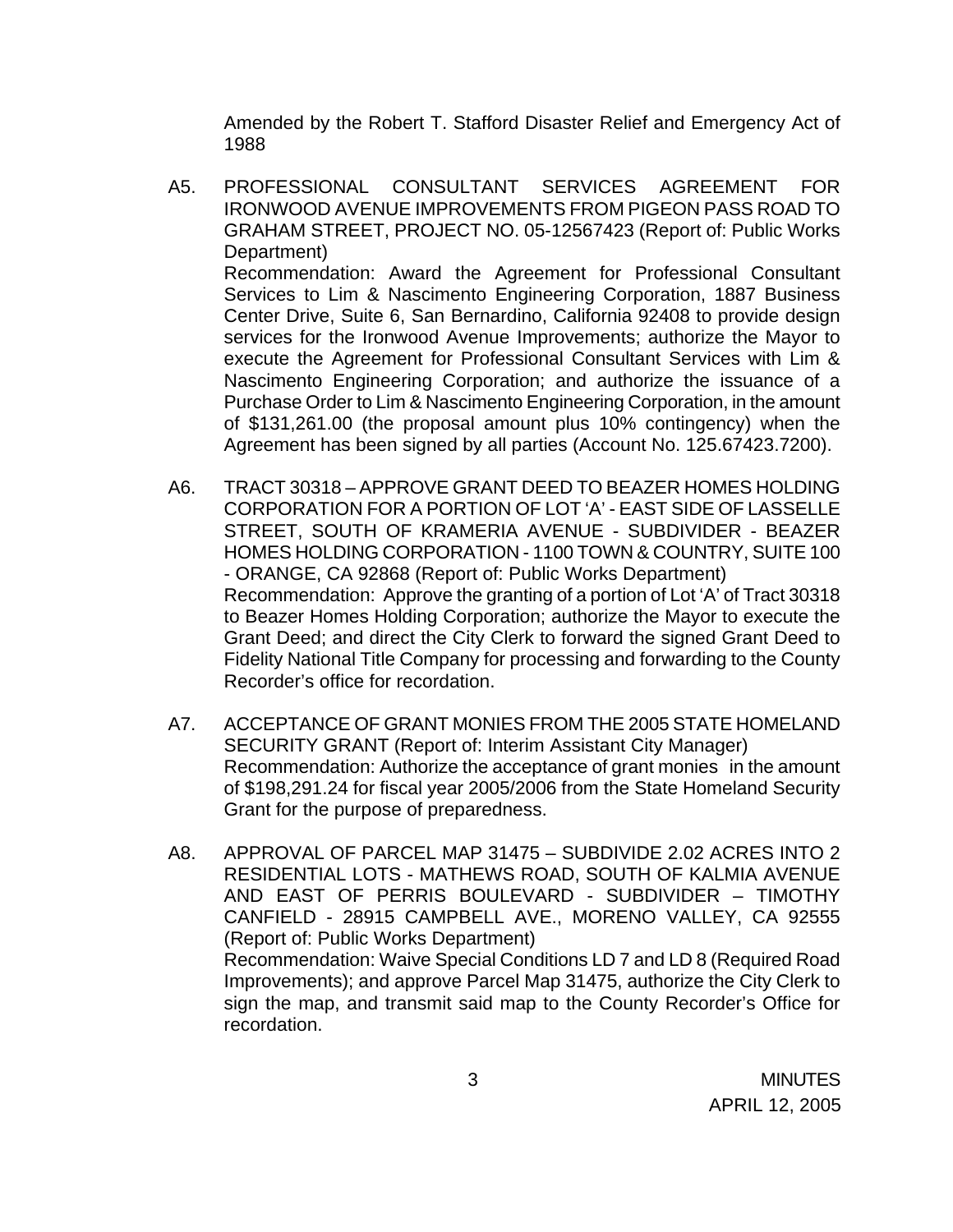Amended by the Robert T. Stafford Disaster Relief and Emergency Act of 1988

A5. PROFESSIONAL CONSULTANT SERVICES AGREEMENT FOR IRONWOOD AVENUE IMPROVEMENTS FROM PIGEON PASS ROAD TO GRAHAM STREET, PROJECT NO. 05-12567423 (Report of: Public Works Department)
Recommendation: Award the Agreement for Professional Consultant Services to Lim & Nascimento Engineering Corporation, 1887 Business Center Drive, Suite 6, San Bernardino, California 92408 to provide design services for the Ironwood Avenue Improvements; authorize the Mayor to execute the Agreement for Professional Consultant Services with Lim & Nascimento Engineering Corporation; and authorize the issuance of a Purchase Order to Lim & Nascimento Engineering Corporation, in the amount of $131,261.00 (the proposal amount plus 10% contingency) when the Agreement has been signed by all parties (Account No. 125.67423.7200).

A6. TRACT 30318 – APPROVE GRANT DEED TO BEAZER HOMES HOLDING CORPORATION FOR A PORTION OF LOT 'A' - EAST SIDE OF LASSELLE STREET, SOUTH OF KRAMERIA AVENUE - SUBDIVIDER - BEAZER HOMES HOLDING CORPORATION - 1100 TOWN & COUNTRY, SUITE 100 - ORANGE, CA 92868 (Report of: Public Works Department)
Recommendation: Approve the granting of a portion of Lot 'A' of Tract 30318 to Beazer Homes Holding Corporation; authorize the Mayor to execute the Grant Deed; and direct the City Clerk to forward the signed Grant Deed to Fidelity National Title Company for processing and forwarding to the County Recorder's office for recordation.

A7. ACCEPTANCE OF GRANT MONIES FROM THE 2005 STATE HOMELAND SECURITY GRANT (Report of: Interim Assistant City Manager)
Recommendation: Authorize the acceptance of grant monies in the amount of $198,291.24 for fiscal year 2005/2006 from the State Homeland Security Grant for the purpose of preparedness.

A8. APPROVAL OF PARCEL MAP 31475 – SUBDIVIDE 2.02 ACRES INTO 2 RESIDENTIAL LOTS - MATHEWS ROAD, SOUTH OF KALMIA AVENUE AND EAST OF PERRIS BOULEVARD - SUBDIVIDER – TIMOTHY CANFIELD - 28915 CAMPBELL AVE., MORENO VALLEY, CA 92555 (Report of: Public Works Department)
Recommendation: Waive Special Conditions LD 7 and LD 8 (Required Road Improvements); and approve Parcel Map 31475, authorize the City Clerk to sign the map, and transmit said map to the County Recorder's Office for recordation.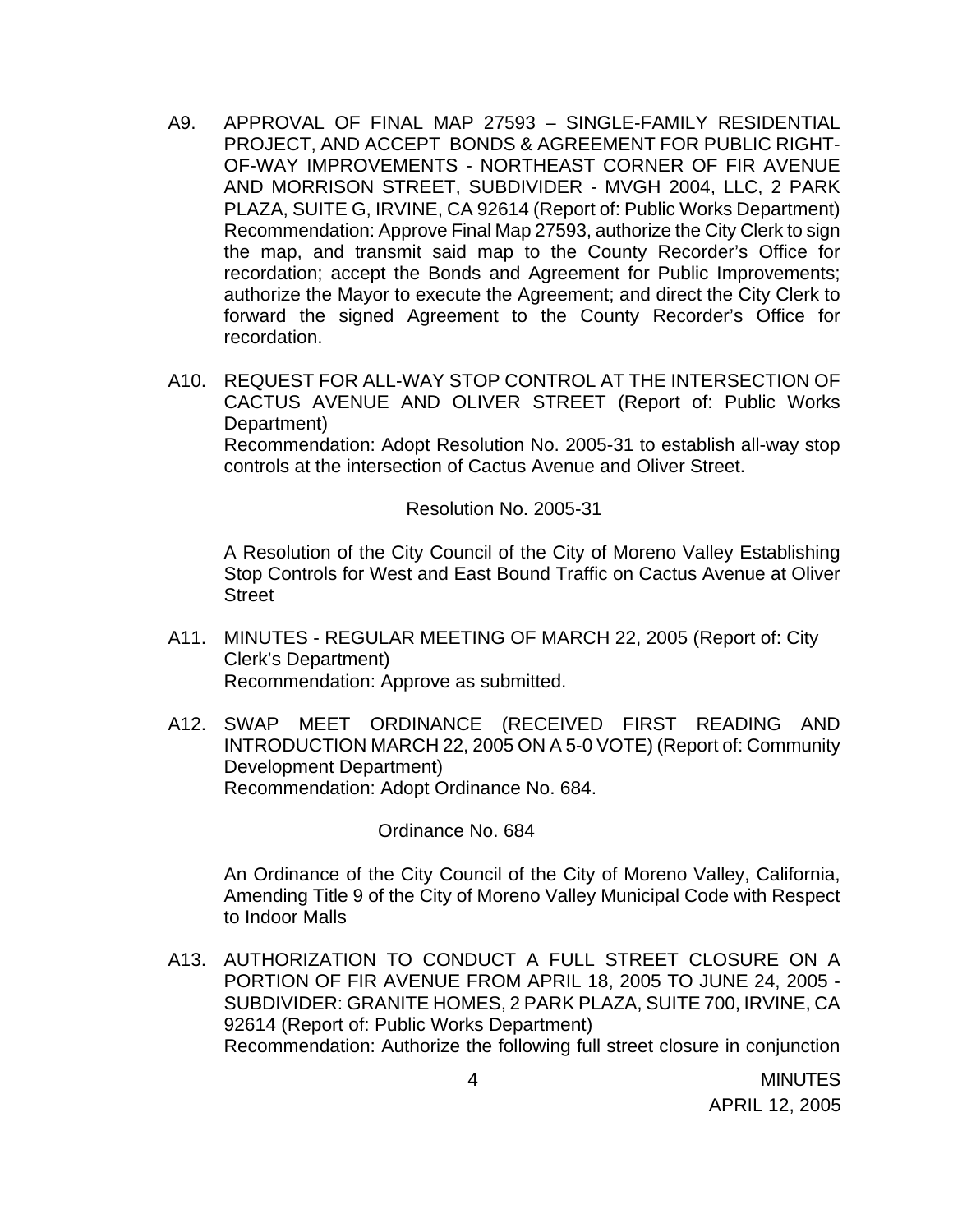A9. APPROVAL OF FINAL MAP 27593 – SINGLE-FAMILY RESIDENTIAL PROJECT, AND ACCEPT BONDS & AGREEMENT FOR PUBLIC RIGHT-OF-WAY IMPROVEMENTS - NORTHEAST CORNER OF FIR AVENUE AND MORRISON STREET, SUBDIVIDER - MVGH 2004, LLC, 2 PARK PLAZA, SUITE G, IRVINE, CA 92614 (Report of: Public Works Department)
Recommendation: Approve Final Map 27593, authorize the City Clerk to sign the map, and transmit said map to the County Recorder's Office for recordation; accept the Bonds and Agreement for Public Improvements; authorize the Mayor to execute the Agreement; and direct the City Clerk to forward the signed Agreement to the County Recorder's Office for recordation.

A10. REQUEST FOR ALL-WAY STOP CONTROL AT THE INTERSECTION OF CACTUS AVENUE AND OLIVER STREET (Report of: Public Works Department)
Recommendation: Adopt Resolution No. 2005-31 to establish all-way stop controls at the intersection of Cactus Avenue and Oliver Street.

Resolution No. 2005-31

A Resolution of the City Council of the City of Moreno Valley Establishing Stop Controls for West and East Bound Traffic on Cactus Avenue at Oliver Street

A11. MINUTES - REGULAR MEETING OF MARCH 22, 2005 (Report of: City Clerk's Department)
Recommendation: Approve as submitted.

A12. SWAP MEET ORDINANCE (RECEIVED FIRST READING AND INTRODUCTION MARCH 22, 2005 ON A 5-0 VOTE) (Report of: Community Development Department)
Recommendation: Adopt Ordinance No. 684.

Ordinance No. 684

An Ordinance of the City Council of the City of Moreno Valley, California, Amending Title 9 of the City of Moreno Valley Municipal Code with Respect to Indoor Malls

A13. AUTHORIZATION TO CONDUCT A FULL STREET CLOSURE ON A PORTION OF FIR AVENUE FROM APRIL 18, 2005 TO JUNE 24, 2005 - SUBDIVIDER: GRANITE HOMES, 2 PARK PLAZA, SUITE 700, IRVINE, CA 92614 (Report of: Public Works Department)
Recommendation: Authorize the following full street closure in conjunction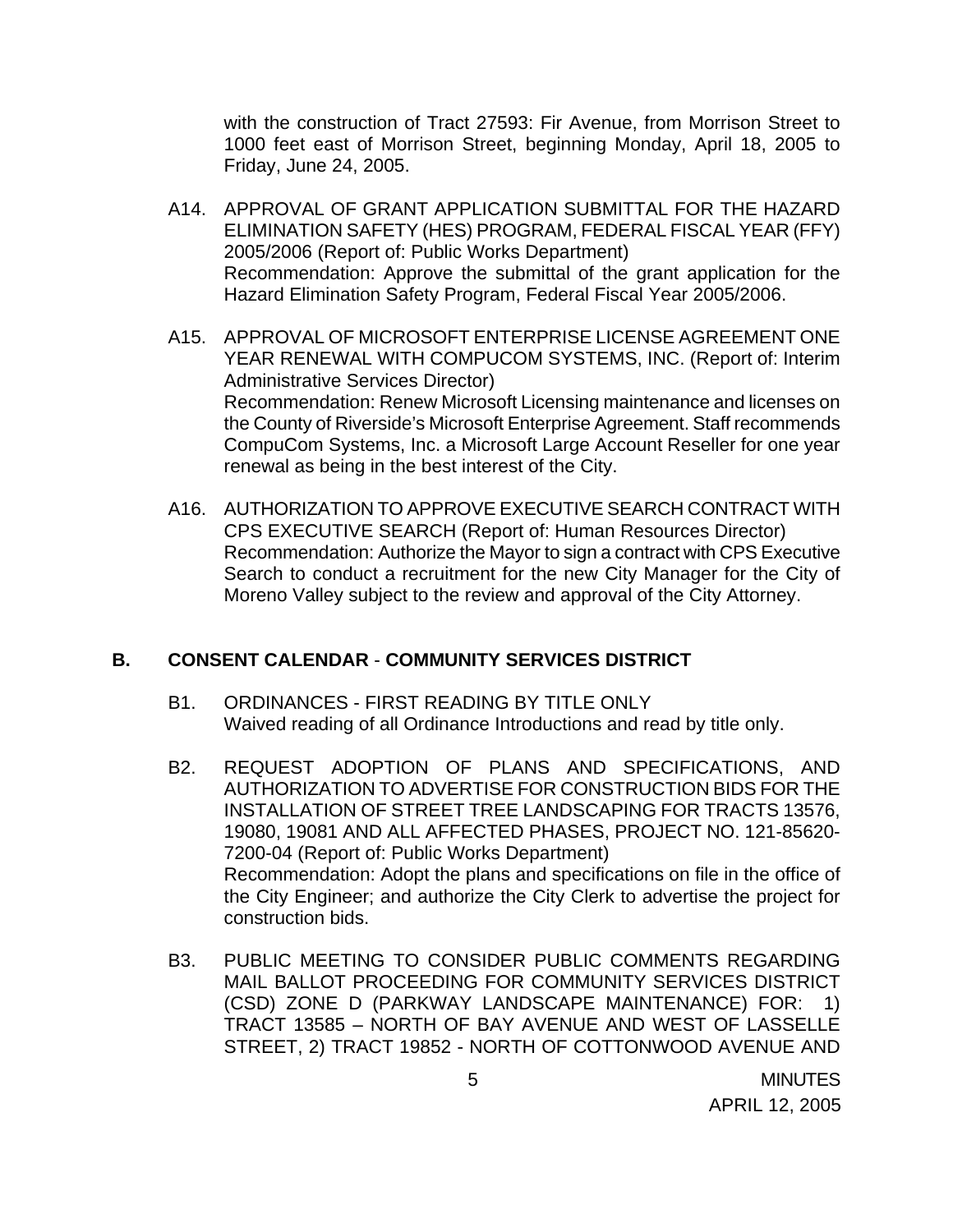with the construction of Tract 27593: Fir Avenue, from Morrison Street to 1000 feet east of Morrison Street, beginning Monday, April 18, 2005 to Friday, June 24, 2005.

A14. APPROVAL OF GRANT APPLICATION SUBMITTAL FOR THE HAZARD ELIMINATION SAFETY (HES) PROGRAM, FEDERAL FISCAL YEAR (FFY) 2005/2006 (Report of: Public Works Department)
Recommendation: Approve the submittal of the grant application for the Hazard Elimination Safety Program, Federal Fiscal Year 2005/2006.

A15. APPROVAL OF MICROSOFT ENTERPRISE LICENSE AGREEMENT ONE YEAR RENEWAL WITH COMPUCOM SYSTEMS, INC. (Report of: Interim Administrative Services Director)
Recommendation: Renew Microsoft Licensing maintenance and licenses on the County of Riverside's Microsoft Enterprise Agreement. Staff recommends CompuCom Systems, Inc. a Microsoft Large Account Reseller for one year renewal as being in the best interest of the City.

A16. AUTHORIZATION TO APPROVE EXECUTIVE SEARCH CONTRACT WITH CPS EXECUTIVE SEARCH (Report of: Human Resources Director)
Recommendation: Authorize the Mayor to sign a contract with CPS Executive Search to conduct a recruitment for the new City Manager for the City of Moreno Valley subject to the review and approval of the City Attorney.

## B. CONSENT CALENDAR - COMMUNITY SERVICES DISTRICT

B1. ORDINANCES - FIRST READING BY TITLE ONLY
Waived reading of all Ordinance Introductions and read by title only.

B2. REQUEST ADOPTION OF PLANS AND SPECIFICATIONS, AND AUTHORIZATION TO ADVERTISE FOR CONSTRUCTION BIDS FOR THE INSTALLATION OF STREET TREE LANDSCAPING FOR TRACTS 13576, 19080, 19081 AND ALL AFFECTED PHASES, PROJECT NO. 121-85620-7200-04 (Report of: Public Works Department)
Recommendation: Adopt the plans and specifications on file in the office of the City Engineer; and authorize the City Clerk to advertise the project for construction bids.

B3. PUBLIC MEETING TO CONSIDER PUBLIC COMMENTS REGARDING MAIL BALLOT PROCEEDING FOR COMMUNITY SERVICES DISTRICT (CSD) ZONE D (PARKWAY LANDSCAPE MAINTENANCE) FOR: 1) TRACT 13585 – NORTH OF BAY AVENUE AND WEST OF LASSELLE STREET, 2) TRACT 19852 - NORTH OF COTTONWOOD AVENUE AND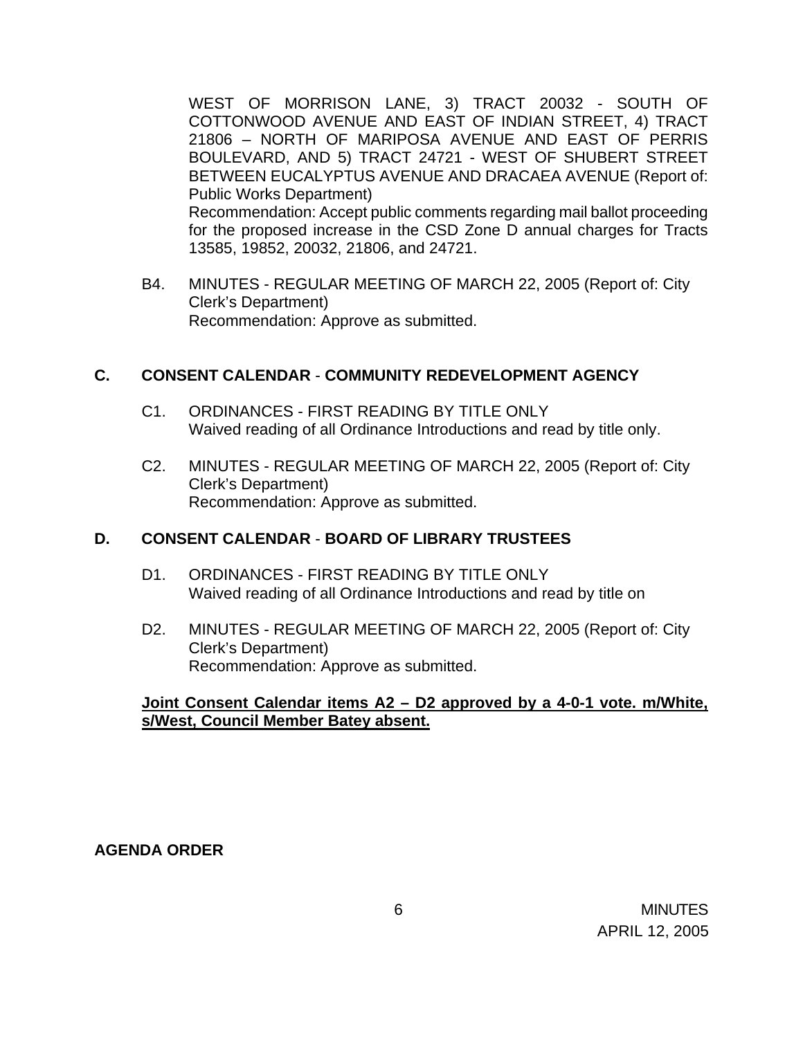WEST OF MORRISON LANE, 3) TRACT 20032 - SOUTH OF COTTONWOOD AVENUE AND EAST OF INDIAN STREET, 4) TRACT 21806 – NORTH OF MARIPOSA AVENUE AND EAST OF PERRIS BOULEVARD, AND 5) TRACT 24721 - WEST OF SHUBERT STREET BETWEEN EUCALYPTUS AVENUE AND DRACAEA AVENUE (Report of: Public Works Department)
Recommendation: Accept public comments regarding mail ballot proceeding for the proposed increase in the CSD Zone D annual charges for Tracts 13585, 19852, 20032, 21806, and 24721.

B4. MINUTES - REGULAR MEETING OF MARCH 22, 2005 (Report of: City Clerk's Department)
Recommendation: Approve as submitted.

## C. CONSENT CALENDAR - COMMUNITY REDEVELOPMENT AGENCY

C1. ORDINANCES - FIRST READING BY TITLE ONLY
Waived reading of all Ordinance Introductions and read by title only.

C2. MINUTES - REGULAR MEETING OF MARCH 22, 2005 (Report of: City Clerk's Department)
Recommendation: Approve as submitted.

## D. CONSENT CALENDAR - BOARD OF LIBRARY TRUSTEES

D1. ORDINANCES - FIRST READING BY TITLE ONLY
Waived reading of all Ordinance Introductions and read by title on

D2. MINUTES - REGULAR MEETING OF MARCH 22, 2005 (Report of: City Clerk's Department)
Recommendation: Approve as submitted.

**Joint Consent Calendar items A2 – D2 approved by a 4-0-1 vote. m/White, s/West, Council Member Batey absent.**

**AGENDA ORDER**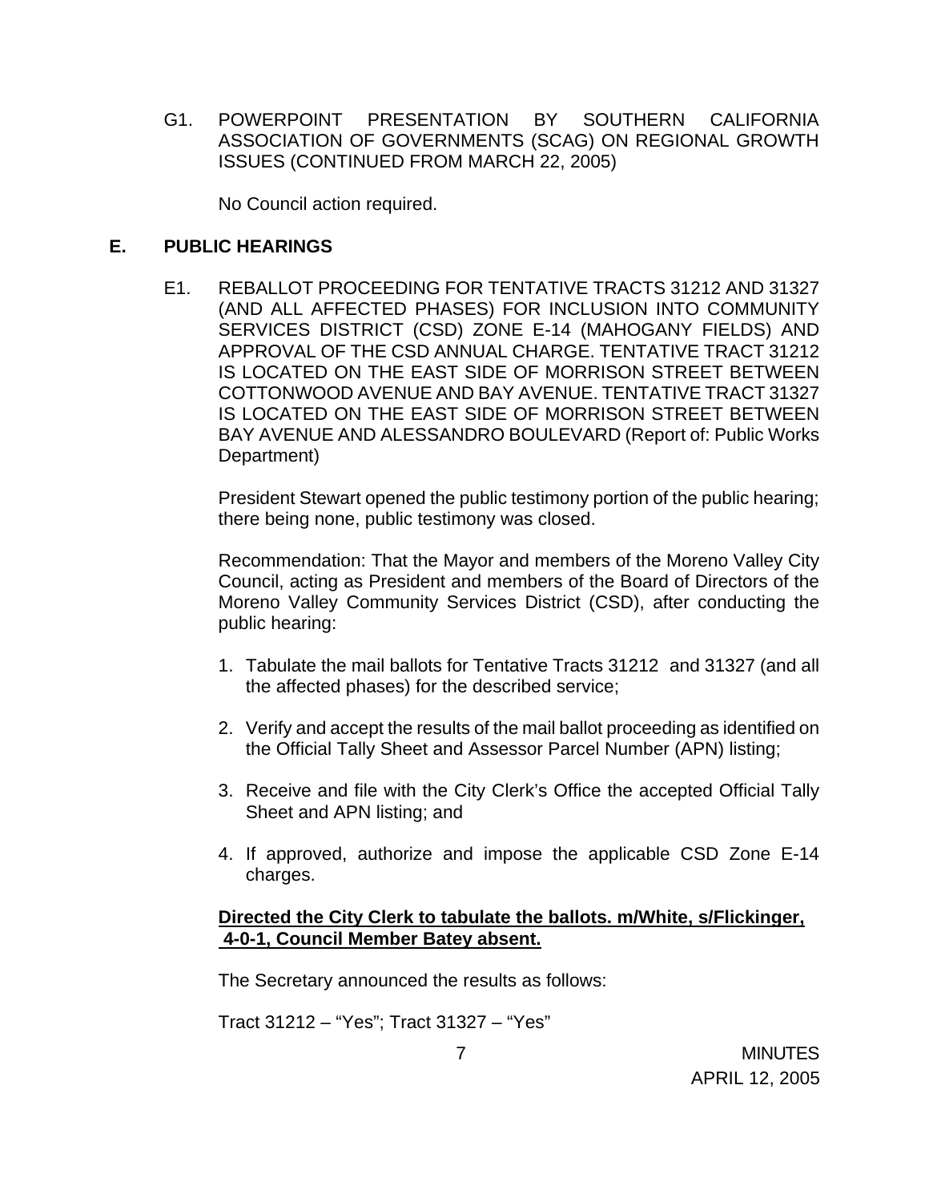G1. POWERPOINT PRESENTATION BY SOUTHERN CALIFORNIA ASSOCIATION OF GOVERNMENTS (SCAG) ON REGIONAL GROWTH ISSUES (CONTINUED FROM MARCH 22, 2005)

No Council action required.

## E. PUBLIC HEARINGS

E1. REBALLOT PROCEEDING FOR TENTATIVE TRACTS 31212 AND 31327 (AND ALL AFFECTED PHASES) FOR INCLUSION INTO COMMUNITY SERVICES DISTRICT (CSD) ZONE E-14 (MAHOGANY FIELDS) AND APPROVAL OF THE CSD ANNUAL CHARGE. TENTATIVE TRACT 31212 IS LOCATED ON THE EAST SIDE OF MORRISON STREET BETWEEN COTTONWOOD AVENUE AND BAY AVENUE. TENTATIVE TRACT 31327 IS LOCATED ON THE EAST SIDE OF MORRISON STREET BETWEEN BAY AVENUE AND ALESSANDRO BOULEVARD (Report of: Public Works Department)

President Stewart opened the public testimony portion of the public hearing; there being none, public testimony was closed.

Recommendation: That the Mayor and members of the Moreno Valley City Council, acting as President and members of the Board of Directors of the Moreno Valley Community Services District (CSD), after conducting the public hearing:

1. Tabulate the mail ballots for Tentative Tracts 31212 and 31327 (and all the affected phases) for the described service;
2. Verify and accept the results of the mail ballot proceeding as identified on the Official Tally Sheet and Assessor Parcel Number (APN) listing;
3. Receive and file with the City Clerk's Office the accepted Official Tally Sheet and APN listing; and
4. If approved, authorize and impose the applicable CSD Zone E-14 charges.

**Directed the City Clerk to tabulate the ballots. m/White, s/Flickinger, 4-0-1, Council Member Batey absent.**

The Secretary announced the results as follows:

Tract 31212 – "Yes"; Tract 31327 – "Yes"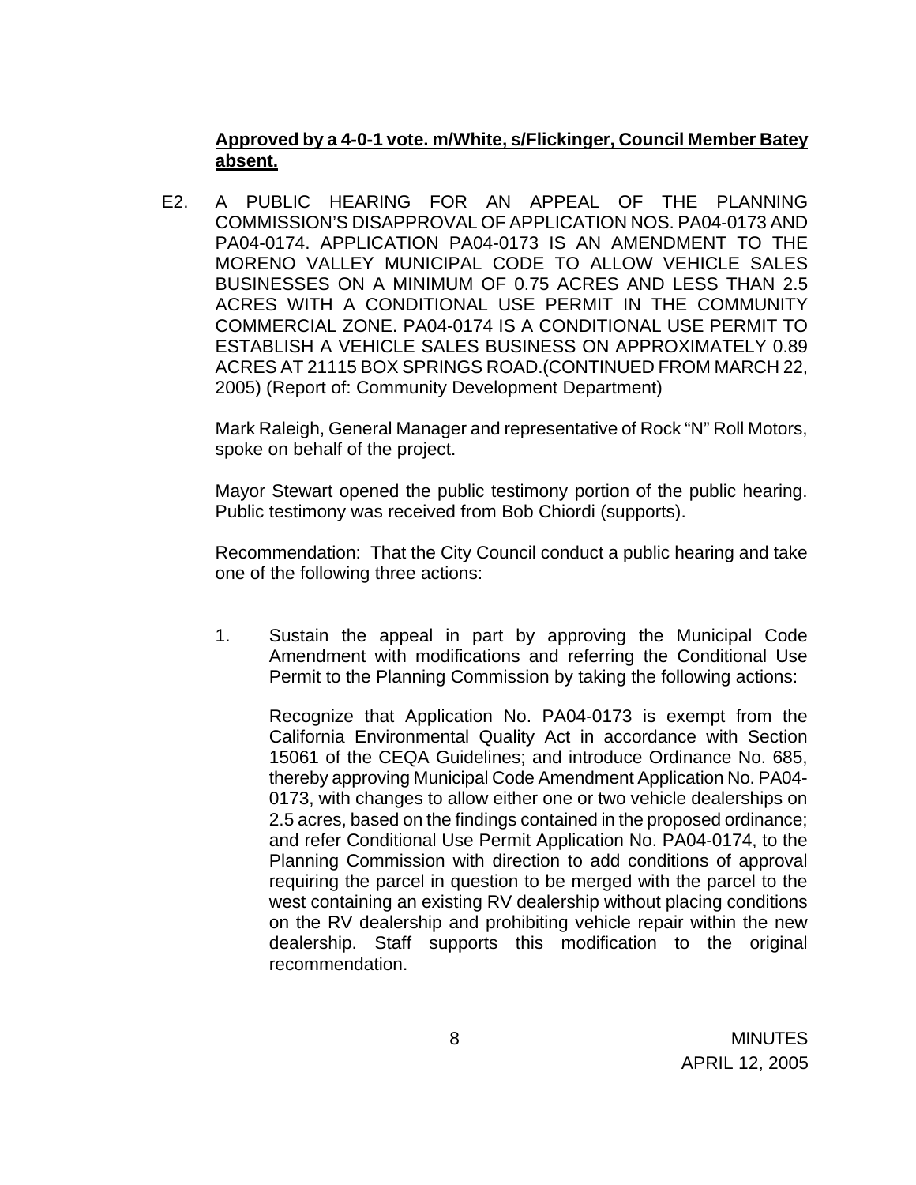**Approved by a 4-0-1 vote. m/White, s/Flickinger, Council Member Batey absent.**

E2. A PUBLIC HEARING FOR AN APPEAL OF THE PLANNING COMMISSION'S DISAPPROVAL OF APPLICATION NOS. PA04-0173 AND PA04-0174. APPLICATION PA04-0173 IS AN AMENDMENT TO THE MORENO VALLEY MUNICIPAL CODE TO ALLOW VEHICLE SALES BUSINESSES ON A MINIMUM OF 0.75 ACRES AND LESS THAN 2.5 ACRES WITH A CONDITIONAL USE PERMIT IN THE COMMUNITY COMMERCIAL ZONE. PA04-0174 IS A CONDITIONAL USE PERMIT TO ESTABLISH A VEHICLE SALES BUSINESS ON APPROXIMATELY 0.89 ACRES AT 21115 BOX SPRINGS ROAD.(CONTINUED FROM MARCH 22, 2005) (Report of: Community Development Department)

Mark Raleigh, General Manager and representative of Rock "N" Roll Motors, spoke on behalf of the project.

Mayor Stewart opened the public testimony portion of the public hearing. Public testimony was received from Bob Chiordi (supports).

Recommendation: That the City Council conduct a public hearing and take one of the following three actions:

1. Sustain the appeal in part by approving the Municipal Code Amendment with modifications and referring the Conditional Use Permit to the Planning Commission by taking the following actions:

   Recognize that Application No. PA04-0173 is exempt from the California Environmental Quality Act in accordance with Section 15061 of the CEQA Guidelines; and introduce Ordinance No. 685, thereby approving Municipal Code Amendment Application No. PA04-0173, with changes to allow either one or two vehicle dealerships on 2.5 acres, based on the findings contained in the proposed ordinance; and refer Conditional Use Permit Application No. PA04-0174, to the Planning Commission with direction to add conditions of approval requiring the parcel in question to be merged with the parcel to the west containing an existing RV dealership without placing conditions on the RV dealership and prohibiting vehicle repair within the new dealership. Staff supports this modification to the original recommendation.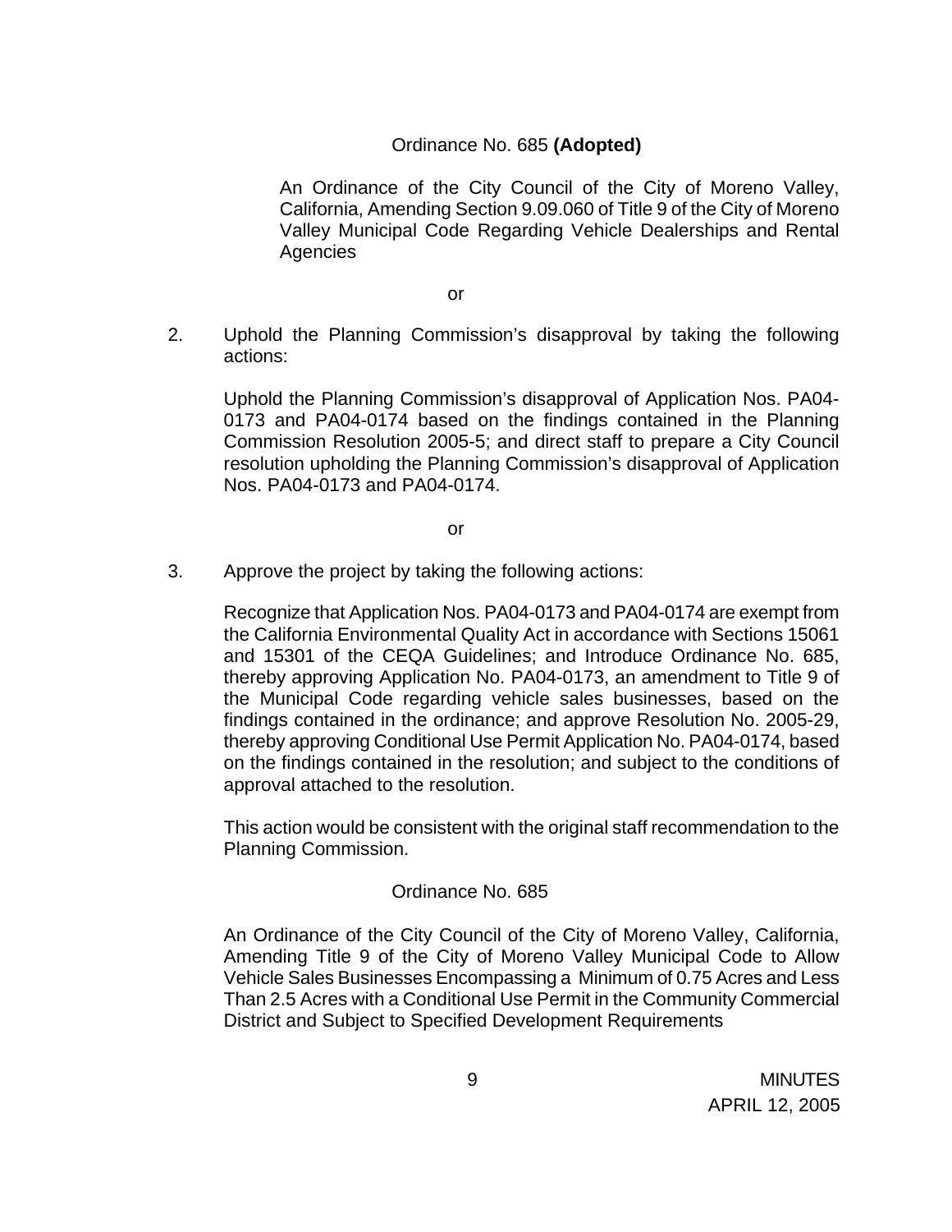Ordinance No. 685 **(Adopted)**

An Ordinance of the City Council of the City of Moreno Valley, California, Amending Section 9.09.060 of Title 9 of the City of Moreno Valley Municipal Code Regarding Vehicle Dealerships and Rental Agencies

or

2. Uphold the Planning Commission's disapproval by taking the following actions:

   Uphold the Planning Commission's disapproval of Application Nos. PA04-0173 and PA04-0174 based on the findings contained in the Planning Commission Resolution 2005-5; and direct staff to prepare a City Council resolution upholding the Planning Commission's disapproval of Application Nos. PA04-0173 and PA04-0174.

or

3. Approve the project by taking the following actions:

   Recognize that Application Nos. PA04-0173 and PA04-0174 are exempt from the California Environmental Quality Act in accordance with Sections 15061 and 15301 of the CEQA Guidelines; and Introduce Ordinance No. 685, thereby approving Application No. PA04-0173, an amendment to Title 9 of the Municipal Code regarding vehicle sales businesses, based on the findings contained in the ordinance; and approve Resolution No. 2005-29, thereby approving Conditional Use Permit Application No. PA04-0174, based on the findings contained in the resolution; and subject to the conditions of approval attached to the resolution.

   This action would be consistent with the original staff recommendation to the Planning Commission.

   Ordinance No. 685

   An Ordinance of the City Council of the City of Moreno Valley, California, Amending Title 9 of the City of Moreno Valley Municipal Code to Allow Vehicle Sales Businesses Encompassing a Minimum of 0.75 Acres and Less Than 2.5 Acres with a Conditional Use Permit in the Community Commercial District and Subject to Specified Development Requirements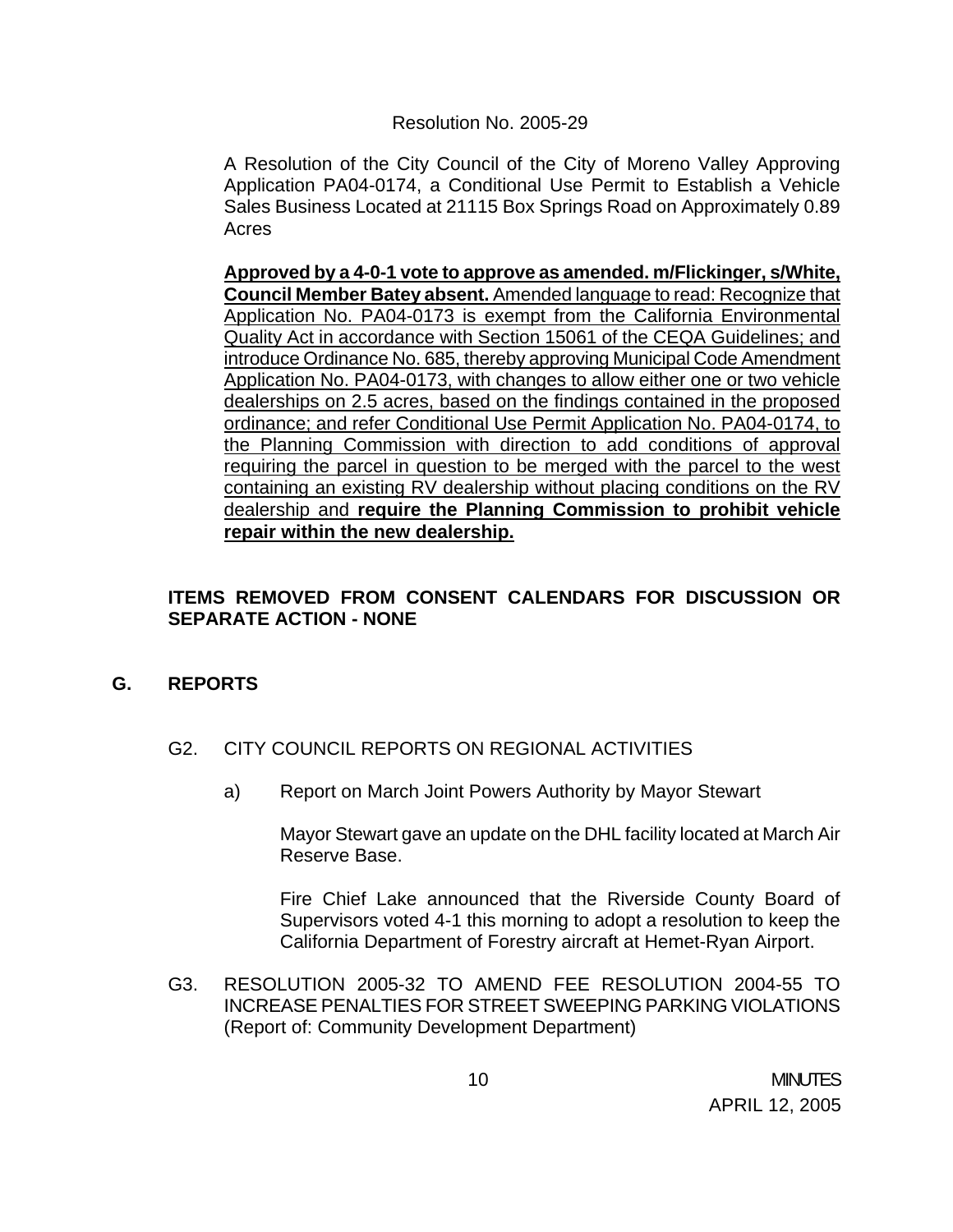Resolution No. 2005-29

A Resolution of the City Council of the City of Moreno Valley Approving Application PA04-0174, a Conditional Use Permit to Establish a Vehicle Sales Business Located at 21115 Box Springs Road on Approximately 0.89 Acres

**Approved by a 4-0-1 vote to approve as amended. m/Flickinger, s/White, Council Member Batey absent.** Amended language to read: Recognize that Application No. PA04-0173 is exempt from the California Environmental Quality Act in accordance with Section 15061 of the CEQA Guidelines; and introduce Ordinance No. 685, thereby approving Municipal Code Amendment Application No. PA04-0173, with changes to allow either one or two vehicle dealerships on 2.5 acres, based on the findings contained in the proposed ordinance; and refer Conditional Use Permit Application No. PA04-0174, to the Planning Commission with direction to add conditions of approval requiring the parcel in question to be merged with the parcel to the west containing an existing RV dealership without placing conditions on the RV dealership and **require the Planning Commission to prohibit vehicle repair within the new dealership.**

**ITEMS REMOVED FROM CONSENT CALENDARS FOR DISCUSSION OR SEPARATE ACTION - NONE**

## G. REPORTS

G2. CITY COUNCIL REPORTS ON REGIONAL ACTIVITIES

a) Report on March Joint Powers Authority by Mayor Stewart

Mayor Stewart gave an update on the DHL facility located at March Air Reserve Base.

Fire Chief Lake announced that the Riverside County Board of Supervisors voted 4-1 this morning to adopt a resolution to keep the California Department of Forestry aircraft at Hemet-Ryan Airport.

G3. RESOLUTION 2005-32 TO AMEND FEE RESOLUTION 2004-55 TO INCREASE PENALTIES FOR STREET SWEEPING PARKING VIOLATIONS (Report of: Community Development Department)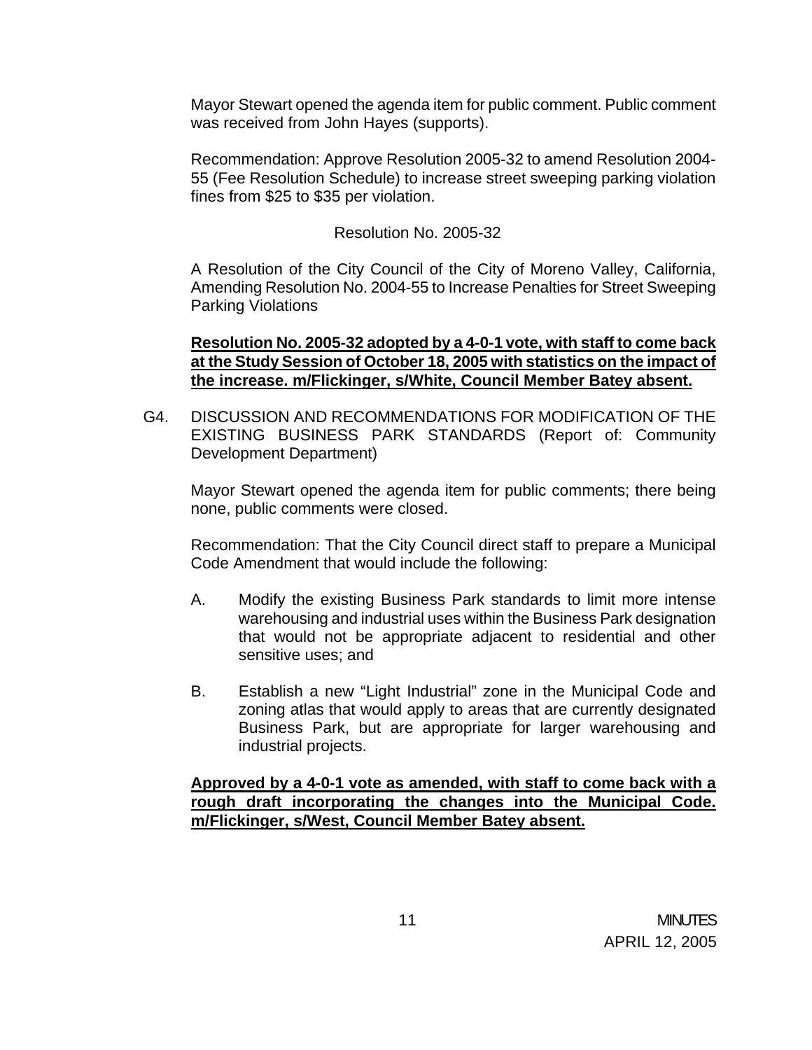Mayor Stewart opened the agenda item for public comment. Public comment was received from John Hayes (supports).

Recommendation: Approve Resolution 2005-32 to amend Resolution 2004-55 (Fee Resolution Schedule) to increase street sweeping parking violation fines from $25 to $35 per violation.

Resolution No. 2005-32

A Resolution of the City Council of the City of Moreno Valley, California, Amending Resolution No. 2004-55 to Increase Penalties for Street Sweeping Parking Violations

**Resolution No. 2005-32 adopted by a 4-0-1 vote, with staff to come back at the Study Session of October 18, 2005 with statistics on the impact of the increase. m/Flickinger, s/White, Council Member Batey absent.**

G4. DISCUSSION AND RECOMMENDATIONS FOR MODIFICATION OF THE EXISTING BUSINESS PARK STANDARDS (Report of: Community Development Department)

Mayor Stewart opened the agenda item for public comments; there being none, public comments were closed.

Recommendation: That the City Council direct staff to prepare a Municipal Code Amendment that would include the following:

A. Modify the existing Business Park standards to limit more intense warehousing and industrial uses within the Business Park designation that would not be appropriate adjacent to residential and other sensitive uses; and

B. Establish a new "Light Industrial" zone in the Municipal Code and zoning atlas that would apply to areas that are currently designated Business Park, but are appropriate for larger warehousing and industrial projects.

**Approved by a 4-0-1 vote as amended, with staff to come back with a rough draft incorporating the changes into the Municipal Code. m/Flickinger, s/West, Council Member Batey absent.**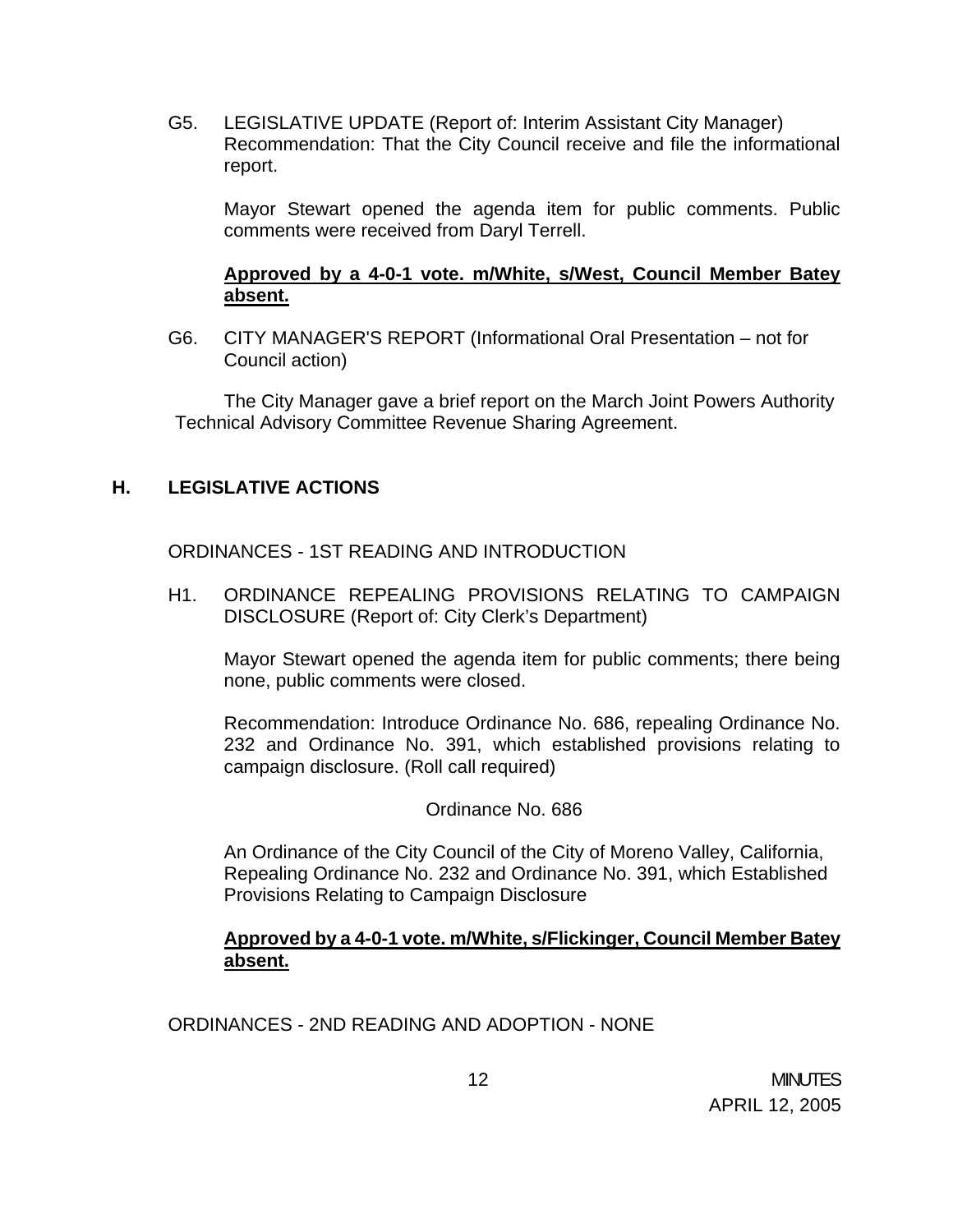G5. LEGISLATIVE UPDATE (Report of: Interim Assistant City Manager) Recommendation: That the City Council receive and file the informational report.

Mayor Stewart opened the agenda item for public comments. Public comments were received from Daryl Terrell.

**Approved by a 4-0-1 vote. m/White, s/West, Council Member Batey absent.**

G6. CITY MANAGER'S REPORT (Informational Oral Presentation – not for Council action)

The City Manager gave a brief report on the March Joint Powers Authority Technical Advisory Committee Revenue Sharing Agreement.

## H. LEGISLATIVE ACTIONS

ORDINANCES - 1ST READING AND INTRODUCTION

H1. ORDINANCE REPEALING PROVISIONS RELATING TO CAMPAIGN DISCLOSURE (Report of: City Clerk's Department)

Mayor Stewart opened the agenda item for public comments; there being none, public comments were closed.

Recommendation: Introduce Ordinance No. 686, repealing Ordinance No. 232 and Ordinance No. 391, which established provisions relating to campaign disclosure. (Roll call required)

Ordinance No. 686

An Ordinance of the City Council of the City of Moreno Valley, California, Repealing Ordinance No. 232 and Ordinance No. 391, which Established Provisions Relating to Campaign Disclosure

**Approved by a 4-0-1 vote. m/White, s/Flickinger, Council Member Batey absent.**

ORDINANCES - 2ND READING AND ADOPTION - NONE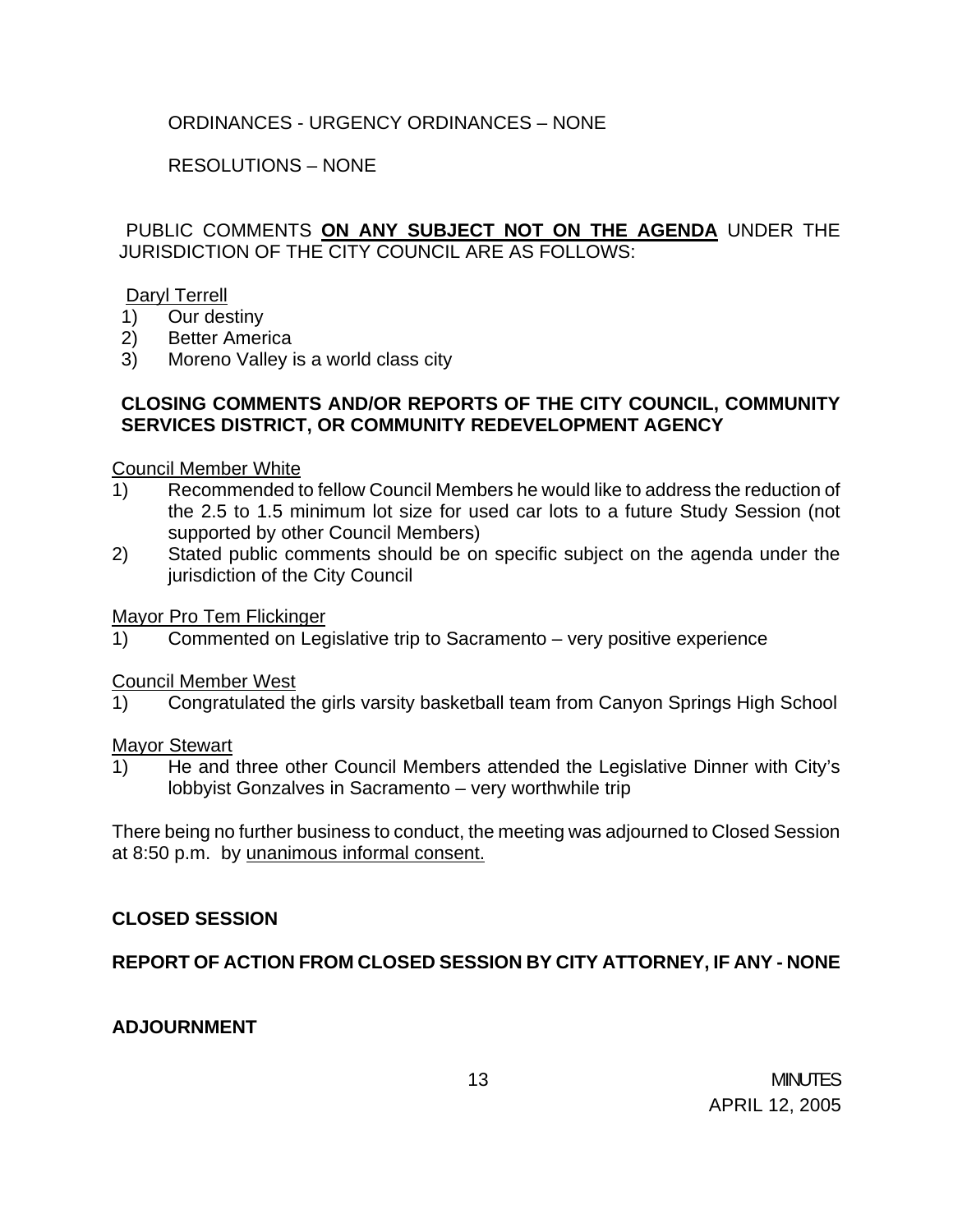ORDINANCES - URGENCY ORDINANCES – NONE

RESOLUTIONS – NONE

PUBLIC COMMENTS **ON ANY SUBJECT NOT ON THE AGENDA** UNDER THE JURISDICTION OF THE CITY COUNCIL ARE AS FOLLOWS:

Daryl Terrell

1) Our destiny
2) Better America
3) Moreno Valley is a world class city

**CLOSING COMMENTS AND/OR REPORTS OF THE CITY COUNCIL, COMMUNITY SERVICES DISTRICT, OR COMMUNITY REDEVELOPMENT AGENCY**

Council Member White

1) Recommended to fellow Council Members he would like to address the reduction of the 2.5 to 1.5 minimum lot size for used car lots to a future Study Session (not supported by other Council Members)
2) Stated public comments should be on specific subject on the agenda under the jurisdiction of the City Council

Mayor Pro Tem Flickinger

1) Commented on Legislative trip to Sacramento – very positive experience

Council Member West

1) Congratulated the girls varsity basketball team from Canyon Springs High School

Mayor Stewart

1) He and three other Council Members attended the Legislative Dinner with City's lobbyist Gonzalves in Sacramento – very worthwhile trip

There being no further business to conduct, the meeting was adjourned to Closed Session at 8:50 p.m. by unanimous informal consent.

**CLOSED SESSION**

**REPORT OF ACTION FROM CLOSED SESSION BY CITY ATTORNEY, IF ANY - NONE**

**ADJOURNMENT**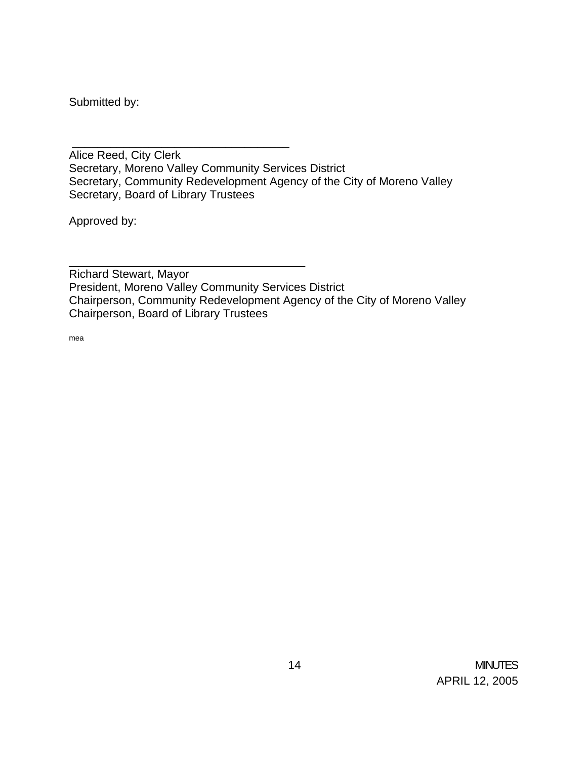Submitted by:

\_\_\_\_\_\_\_\_\_\_\_\_\_\_\_\_\_\_\_\_\_\_\_\_\_\_\_\_\_\_\_\_\_\_\_

Alice Reed, City Clerk
Secretary, Moreno Valley Community Services District
Secretary, Community Redevelopment Agency of the City of Moreno Valley
Secretary, Board of Library Trustees

Approved by:

\_\_\_\_\_\_\_\_\_\_\_\_\_\_\_\_\_\_\_\_\_\_\_\_\_\_\_\_\_\_\_\_\_\_\_\_\_\_

Richard Stewart, Mayor
President, Moreno Valley Community Services District
Chairperson, Community Redevelopment Agency of the City of Moreno Valley
Chairperson, Board of Library Trustees

mea